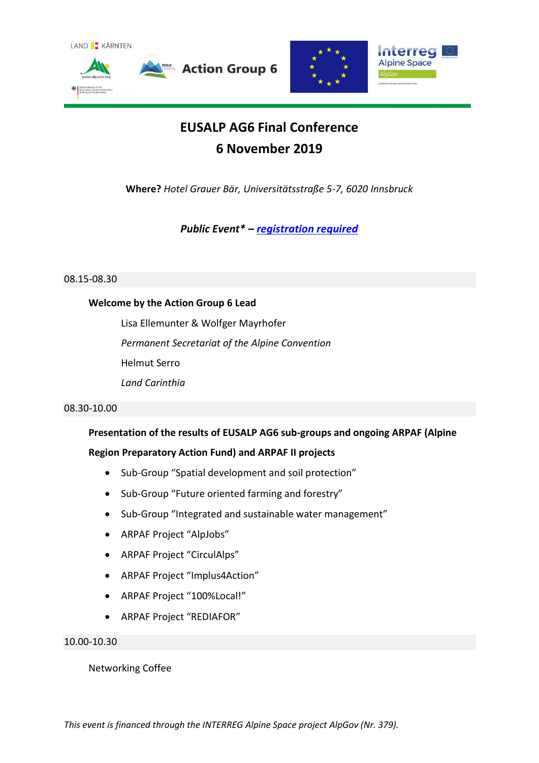# EUSALP AG6 Final Conference

## 6 November 2019

**Where?** *Hotel Grauer Bär, Universitätsstraße 5-7, 6020 Innsbruck*

***Public Event* – registration required***

08.15-08.30

**Welcome by the Action Group 6 Lead**

Lisa Ellemunter & Wolfger Mayrhofer

*Permanent Secretariat of the Alpine Convention*

Helmut Serro

*Land Carinthia*

08.30-10.00

**Presentation of the results of EUSALP AG6 sub-groups and ongoing ARPAF (Alpine Region Preparatory Action Fund) and ARPAF II projects**

- Sub-Group "Spatial development and soil protection"
- Sub-Group "Future oriented farming and forestry"
- Sub-Group "Integrated and sustainable water management"
- ARPAF Project "AlpJobs"
- ARPAF Project "CirculAlps"
- ARPAF Project "Implus4Action"
- ARPAF Project "100%Local!"
- ARPAF Project "REDIAFOR"

10.00-10.30

Networking Coffee

*This event is financed through the INTERREG Alpine Space project AlpGov (Nr. 379).*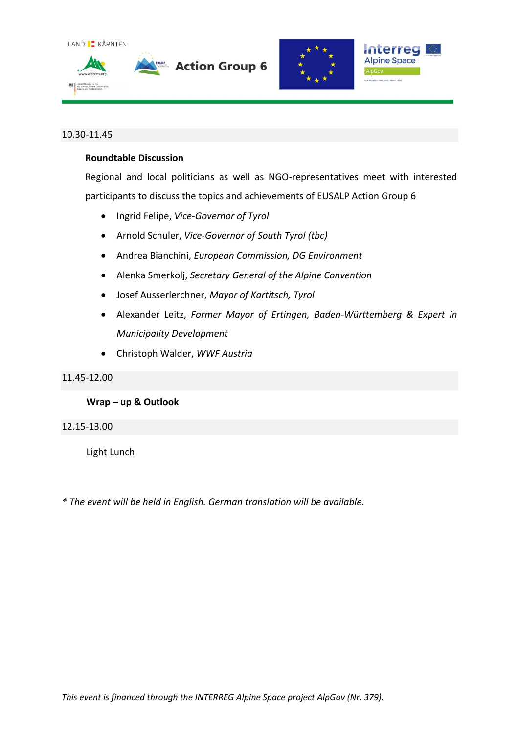10.30-11.45

**Roundtable Discussion**

Regional and local politicians as well as NGO-representatives meet with interested participants to discuss the topics and achievements of EUSALP Action Group 6

- Ingrid Felipe, *Vice-Governor of Tyrol*
- Arnold Schuler, *Vice-Governor of South Tyrol (tbc)*
- Andrea Bianchini, *European Commission, DG Environment*
- Alenka Smerkolj, *Secretary General of the Alpine Convention*
- Josef Ausserlerchner, *Mayor of Kartitsch, Tyrol*
- Alexander Leitz, *Former Mayor of Ertingen, Baden-Württemberg & Expert in Municipality Development*
- Christoph Walder, *WWF Austria*

11.45-12.00

**Wrap – up & Outlook**

12.15-13.00

Light Lunch

*\* The event will be held in English. German translation will be available.*

*This event is financed through the INTERREG Alpine Space project AlpGov (Nr. 379).*